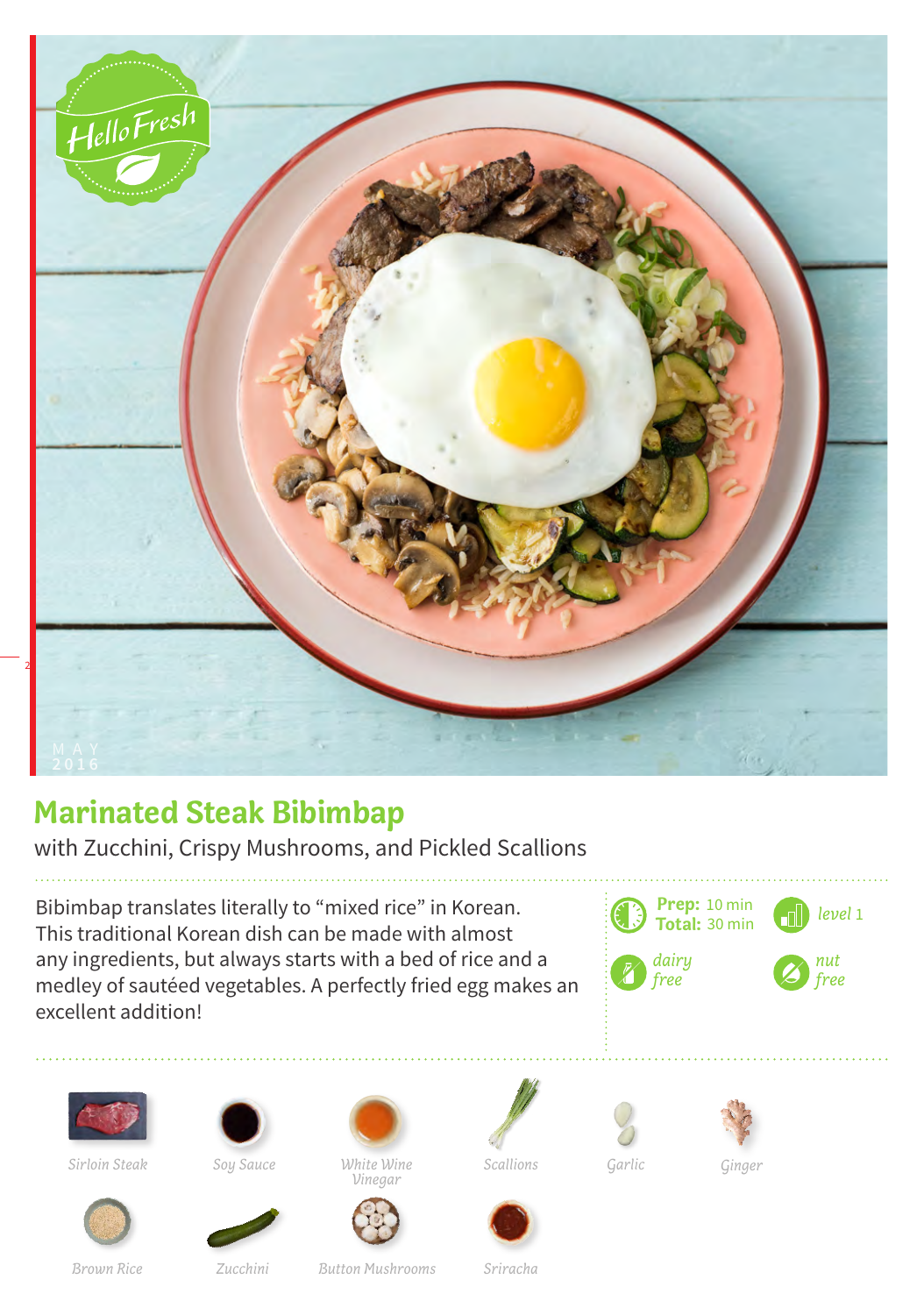# Marinated Steak Bibimbap

with Zucchini, Crispy Mushrooms, and Pickled Scallions

Bibimbap translates literally to "mixed rice" in Korean. This traditional Korean dish can be made with almost any ingredients, but always starts with a bed of rice and a medley of sautéed vegetables. A perfectly fried egg makes an excellent addition!

**Prep:** 10 min
**Total:** 30 min

*level* 1

*dairy free*

*nut free*

*Sirloin Steak*

*Soy Sauce*

*White Wine Vinegar*

*Scallions*

*Garlic*

*Ginger*

*Brown Rice*

*Zucchini*

*Button Mushrooms*

*Sriracha*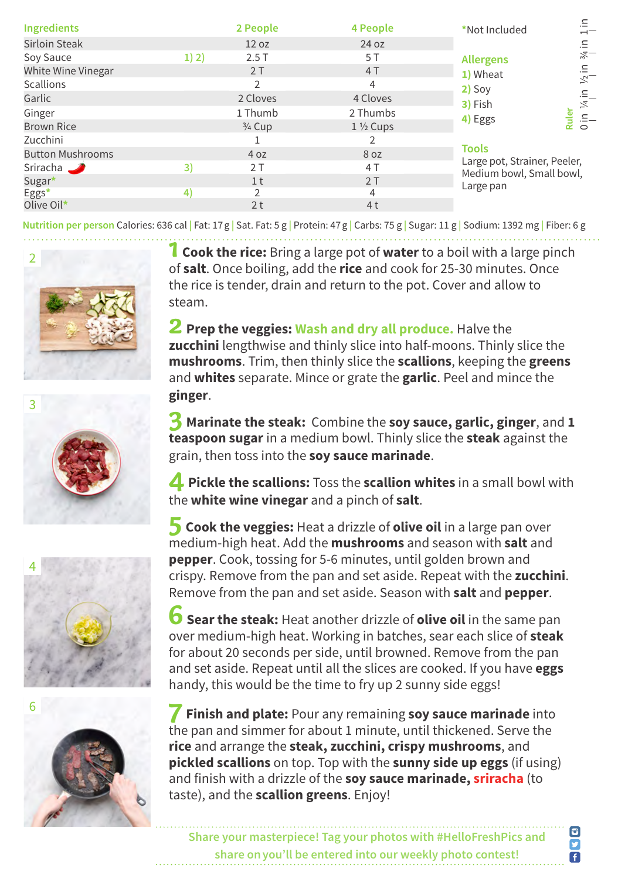| Ingredients | | 2 People | 4 People |
|---|---|---|---|
| Sirloin Steak | | 12 oz | 24 oz |
| Soy Sauce | 1) 2) | 2.5 T | 5 T |
| White Wine Vinegar | | 2 T | 4 T |
| Scallions | | 2 | 4 |
| Garlic | | 2 Cloves | 4 Cloves |
| Ginger | | 1 Thumb | 2 Thumbs |
| Brown Rice | | ¾ Cup | 1 ½ Cups |
| Zucchini | | 1 | 2 |
| Button Mushrooms | | 4 oz | 8 oz |
| Sriracha | 3) | 2 T | 4 T |
| Sugar* | | 1 t | 2 T |
| Eggs* | 4) | 2 | 4 |
| Olive Oil* | | 2 t | 4 t |

*Not Included

**Allergens**
1) Wheat
2) Soy
3) Fish
4) Eggs

**Tools**
Large pot, Strainer, Peeler, Medium bowl, Small bowl, Large pan

Ruler: 0 in, ¼ in, ½ in, ¾ in, 1 in

**Nutrition per person** Calories: 636 cal | Fat: 17 g | Sat. Fat: 5 g | Protein: 47 g | Carbs: 75 g | Sugar: 11 g | Sodium: 1392 mg | Fiber: 6 g

**1 Cook the rice:** Bring a large pot of **water** to a boil with a large pinch of **salt**. Once boiling, add the **rice** and cook for 25-30 minutes. Once the rice is tender, drain and return to the pot. Cover and allow to steam.

**2 Prep the veggies:** **Wash and dry all produce.** Halve the **zucchini** lengthwise and thinly slice into half-moons. Thinly slice the **mushrooms**. Trim, then thinly slice the **scallions**, keeping the **greens** and **whites** separate. Mince or grate the **garlic**. Peel and mince the **ginger**.

**3 Marinate the steak:** Combine the **soy sauce, garlic, ginger**, and **1 teaspoon sugar** in a medium bowl. Thinly slice the **steak** against the grain, then toss into the **soy sauce marinade**.

**4 Pickle the scallions:** Toss the **scallion whites** in a small bowl with the **white wine vinegar** and a pinch of **salt**.

**5 Cook the veggies:** Heat a drizzle of **olive oil** in a large pan over medium-high heat. Add the **mushrooms** and season with **salt** and **pepper**. Cook, tossing for 5-6 minutes, until golden brown and crispy. Remove from the pan and set aside. Repeat with the **zucchini**. Remove from the pan and set aside. Season with **salt** and **pepper**.

**6 Sear the steak:** Heat another drizzle of **olive oil** in the same pan over medium-high heat. Working in batches, sear each slice of **steak** for about 20 seconds per side, until browned. Remove from the pan and set aside. Repeat until all the slices are cooked. If you have **eggs** handy, this would be the time to fry up 2 sunny side eggs!

**7 Finish and plate:** Pour any remaining **soy sauce marinade** into the pan and simmer for about 1 minute, until thickened. Serve the **rice** and arrange the **steak, zucchini, crispy mushrooms**, and **pickled scallions** on top. Top with the **sunny side up eggs** (if using) and finish with a drizzle of the **soy sauce marinade, sriracha** (to taste), and the **scallion greens**. Enjoy!

Share your masterpiece! Tag your photos with #HelloFreshPics and share on you'll be entered into our weekly photo contest!